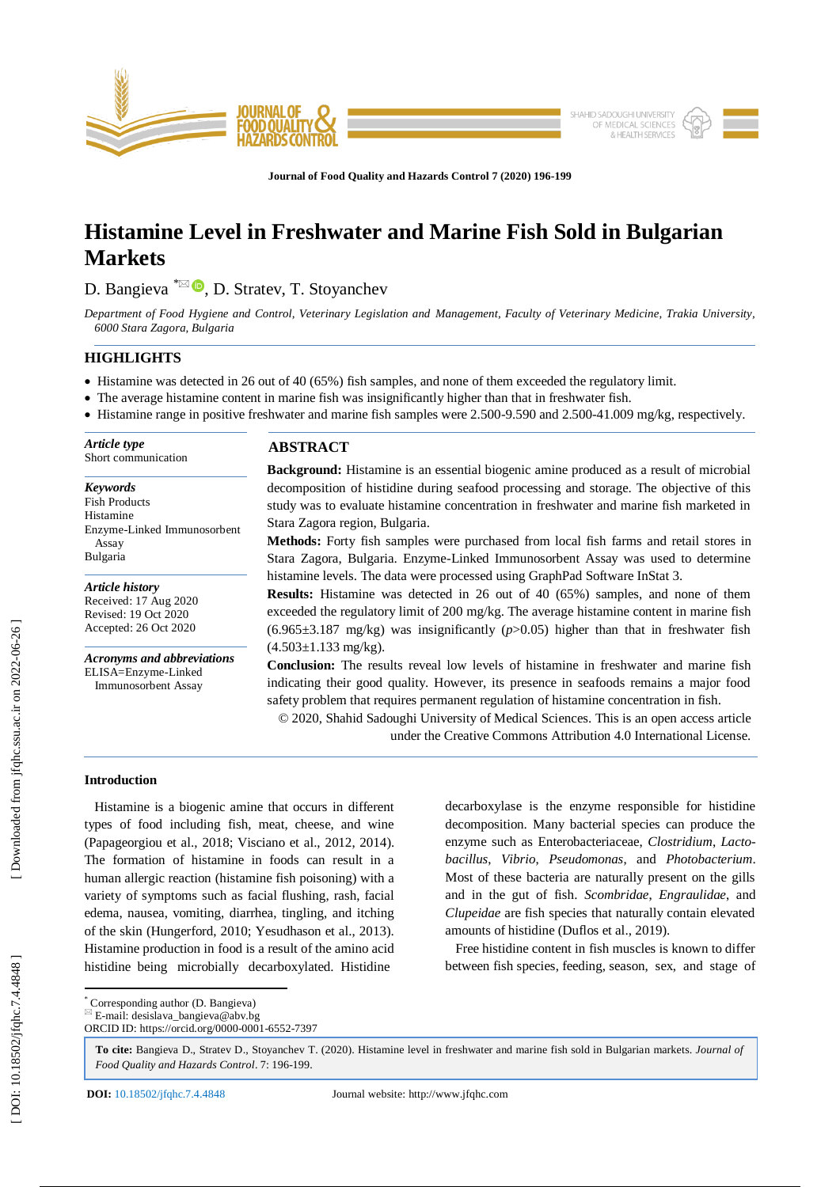# Histamine Level in Freshwater and Marine Fish Sold in Bulgarian Markets

D. Bangieva [*], D. Stratev, T. Stoyanchev

*Department of Food Hygiene and Control, Veterinary Legislation and Management, Faculty of Veterinary Medicine, Trakia University, 6000 Stara Zagora, Bulgaria*

## HIGHLIGHTS

- Histamine was detected in 26 out of 40 (65%) fish samples, and none of them exceeded the regulatory limit.
- The average histamine content in marine fish was insignificantly higher than that in freshwater fish.
- Histamine range in positive freshwater and marine fish samples were 2.500-9.590 and 2.500-41.009 mg/kg, respectively.

***Article type***
Short communication

***Keywords***
Fish Products
Histamine
Enzyme-Linked Immunosorbent Assay
Bulgaria

***Article history***
Received: 17 Aug 2020
Revised: 19 Oct 2020
Accepted: 26 Oct 2020

***Acronyms and abbreviations***
ELISA=Enzyme-Linked Immunosorbent Assay

## ABSTRACT

**Background:** Histamine is an essential biogenic amine produced as a result of microbial decomposition of histidine during seafood processing and storage. The objective of this study was to evaluate histamine concentration in freshwater and marine fish marketed in Stara Zagora region, Bulgaria.

**Methods:** Forty fish samples were purchased from local fish farms and retail stores in Stara Zagora, Bulgaria. Enzyme-Linked Immunosorbent Assay was used to determine histamine levels. The data were processed using GraphPad Software InStat 3.

**Results:** Histamine was detected in 26 out of 40 (65%) samples, and none of them exceeded the regulatory limit of 200 mg/kg. The average histamine content in marine fish (6.965±3.187 mg/kg) was insignificantly ($p$>0.05) higher than that in freshwater fish (4.503±1.133 mg/kg).

**Conclusion:** The results reveal low levels of histamine in freshwater and marine fish indicating their good quality. However, its presence in seafoods remains a major food safety problem that requires permanent regulation of histamine concentration in fish.

© 2020, Shahid Sadoughi University of Medical Sciences. This is an open access article under the Creative Commons Attribution 4.0 International License.

### Introduction

Histamine is a biogenic amine that occurs in different types of food including fish, meat, cheese, and wine (Papageorgiou et al., 2018; Visciano et al., 2012, 2014). The formation of histamine in foods can result in a human allergic reaction (histamine fish poisoning) with a variety of symptoms such as facial flushing, rash, facial edema, nausea, vomiting, diarrhea, tingling, and itching of the skin (Hungerford, 2010; Yesudhason et al., 2013). Histamine production in food is a result of the amino acid histidine being microbially decarboxylated. Histidine decarboxylase is the enzyme responsible for histidine decomposition. Many bacterial species can produce the enzyme such as Enterobacteriaceae, *Clostridium*, *Lactobacillus*, *Vibrio*, *Pseudomonas*, and *Photobacterium*. Most of these bacteria are naturally present on the gills and in the gut of fish. *Scombridae*, *Engraulidae*, and *Clupeidae* are fish species that naturally contain elevated amounts of histidine (Duflos et al., 2019).

Free histidine content in fish muscles is known to differ between fish species, feeding, season, sex, and stage of

---

[*] Corresponding author (D. Bangieva)
E-mail: desislava_bangieva@abv.bg
ORCID ID: https://orcid.org/0000-0001-6552-7397

**To cite:** Bangieva D., Stratev D., Stoyanchev T. (2020). Histamine level in freshwater and marine fish sold in Bulgarian markets. *Journal of Food Quality and Hazards Control*. 7: 196-199.

**DOI:** 10.18502/jfqhc.7.4.4848 Journal website: http://www.jfqhc.com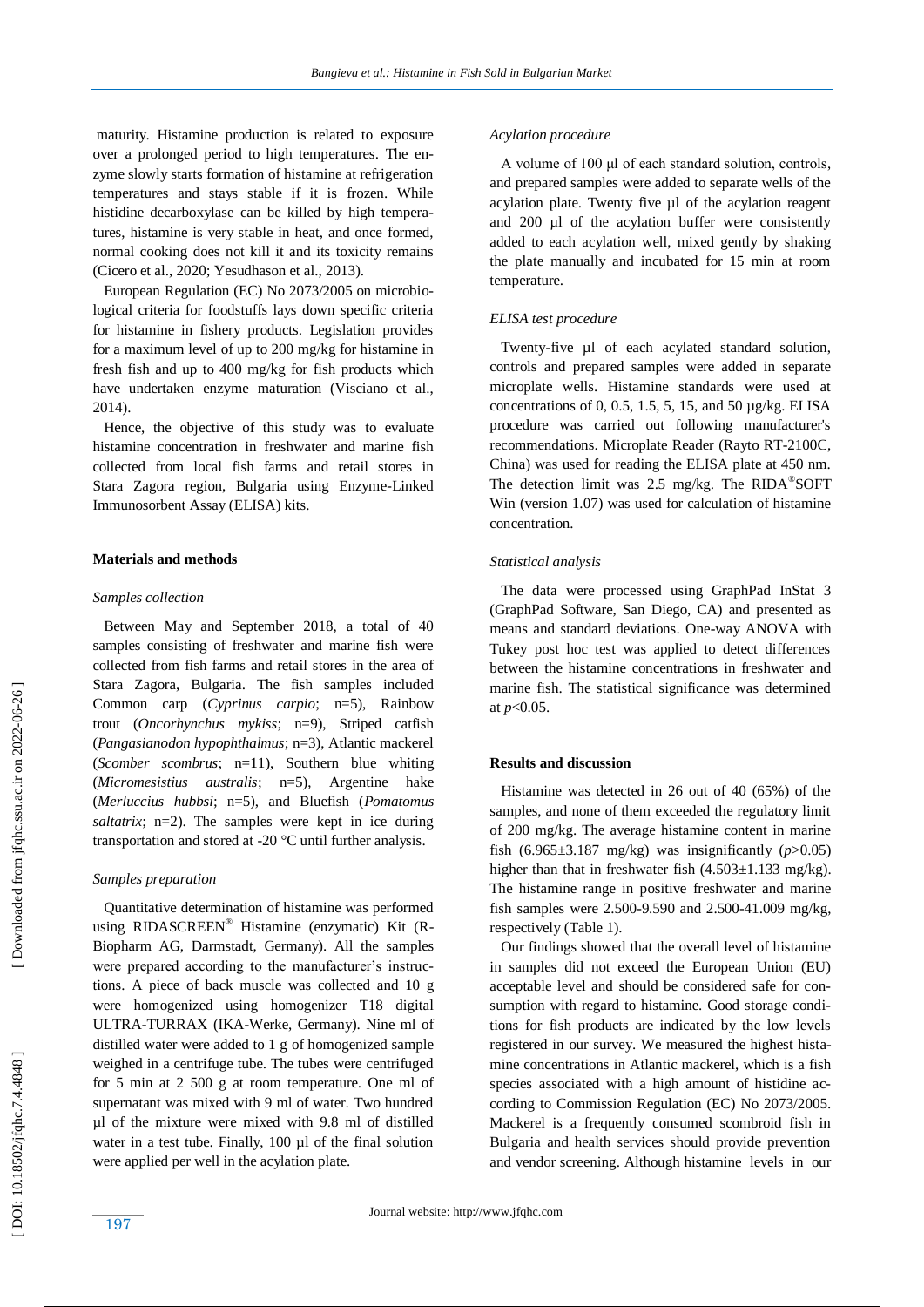maturity. Histamine production is related to exposure over a prolonged period to high temperatures. The enzyme slowly starts formation of histamine at refrigeration temperatures and stays stable if it is frozen. While histidine decarboxylase can be killed by high temperatures, histamine is very stable in heat, and once formed, normal cooking does not kill it and its toxicity remains (Cicero et al., 2020; Yesudhason et al., 2013).

European Regulation (EC) No 2073/2005 on microbiological criteria for foodstuffs lays down specific criteria for histamine in fishery products. Legislation provides for a maximum level of up to 200 mg/kg for histamine in fresh fish and up to 400 mg/kg for fish products which have undertaken enzyme maturation (Visciano et al., 2014).

Hence, the objective of this study was to evaluate histamine concentration in freshwater and marine fish collected from local fish farms and retail stores in Stara Zagora region, Bulgaria using Enzyme-Linked Immunosorbent Assay (ELISA) kits.

## Materials and methods

### *Samples collection*

Between May and September 2018, a total of 40 samples consisting of freshwater and marine fish were collected from fish farms and retail stores in the area of Stara Zagora, Bulgaria. The fish samples included Common carp (*Cyprinus carpio*; n=5), Rainbow trout (*Oncorhynchus mykiss*; n=9), Striped catfish (*Pangasianodon hypophthalmus*; n=3), Atlantic mackerel (*Scomber scombrus*; n=11), Southern blue whiting (*Micromesistius australis*; n=5), Argentine hake (*Merluccius hubbsi*; n=5), and Bluefish (*Pomatomus saltatrix*; n=2). The samples were kept in ice during transportation and stored at -20 °C until further analysis.

### *Samples preparation*

Quantitative determination of histamine was performed using RIDASCREEN® Histamine (enzymatic) Kit (R-Biopharm AG, Darmstadt, Germany). All the samples were prepared according to the manufacturer's instructions. A piece of back muscle was collected and 10 g were homogenized using homogenizer T18 digital ULTRA-TURRAX (IKA-Werke, Germany). Nine ml of distilled water were added to 1 g of homogenized sample weighed in a centrifuge tube. The tubes were centrifuged for 5 min at 2 500 g at room temperature. One ml of supernatant was mixed with 9 ml of water. Two hundred µl of the mixture were mixed with 9.8 ml of distilled water in a test tube. Finally, 100 µl of the final solution were applied per well in the acylation plate.

### *Acylation procedure*

A volume of 100 µl of each standard solution, controls, and prepared samples were added to separate wells of the acylation plate. Twenty five µl of the acylation reagent and 200 µl of the acylation buffer were consistently added to each acylation well, mixed gently by shaking the plate manually and incubated for 15 min at room temperature.

### *ELISA test procedure*

Twenty-five µl of each acylated standard solution, controls and prepared samples were added in separate microplate wells. Histamine standards were used at concentrations of 0, 0.5, 1.5, 5, 15, and 50 µg/kg. ELISA procedure was carried out following manufacturer's recommendations. Microplate Reader (Rayto RT-2100C, China) was used for reading the ELISA plate at 450 nm. The detection limit was 2.5 mg/kg. The RIDA®SOFT Win (version 1.07) was used for calculation of histamine concentration.

### *Statistical analysis*

The data were processed using GraphPad InStat 3 (GraphPad Software, San Diego, CA) and presented as means and standard deviations. One-way ANOVA with Tukey post hoc test was applied to detect differences between the histamine concentrations in freshwater and marine fish. The statistical significance was determined at $p<0.05$.

## Results and discussion

Histamine was detected in 26 out of 40 (65%) of the samples, and none of them exceeded the regulatory limit of 200 mg/kg. The average histamine content in marine fish (6.965±3.187 mg/kg) was insignificantly ($p>0.05$) higher than that in freshwater fish (4.503±1.133 mg/kg). The histamine range in positive freshwater and marine fish samples were 2.500-9.590 and 2.500-41.009 mg/kg, respectively (Table 1).

Our findings showed that the overall level of histamine in samples did not exceed the European Union (EU) acceptable level and should be considered safe for consumption with regard to histamine. Good storage conditions for fish products are indicated by the low levels registered in our survey. We measured the highest histamine concentrations in Atlantic mackerel, which is a fish species associated with a high amount of histidine according to Commission Regulation (EC) No 2073/2005. Mackerel is a frequently consumed scombroid fish in Bulgaria and health services should provide prevention and vendor screening. Although histamine levels in our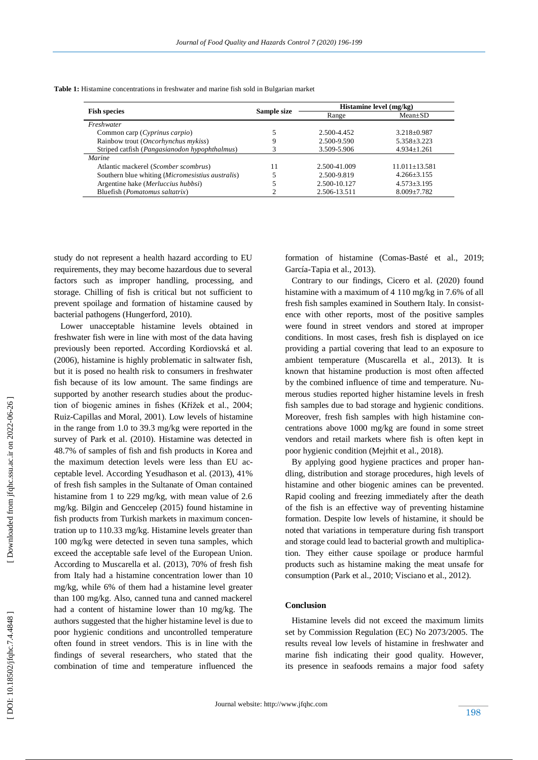**Table 1:** Histamine concentrations in freshwater and marine fish sold in Bulgarian market

| Fish species | Sample size | Histamine level (mg/kg) | |
|---|---|---|---|
| | | Range | Mean±SD |
| *Freshwater* | | | |
| Common carp (*Cyprinus carpio*) | 5 | 2.500-4.452 | 3.218±0.987 |
| Rainbow trout (*Oncorhynchus mykiss*) | 9 | 2.500-9.590 | 5.358±3.223 |
| Striped catfish (*Pangasianodon hypophthalmus*) | 3 | 3.509-5.906 | 4.934±1.261 |
| *Marine* | | | |
| Atlantic mackerel (*Scomber scombrus*) | 11 | 2.500-41.009 | 11.011±13.581 |
| Southern blue whiting (*Micromesistius australis*) | 5 | 2.500-9.819 | 4.266±3.155 |
| Argentine hake (*Merluccius hubbsi*) | 5 | 2.500-10.127 | 4.573±3.195 |
| Bluefish (*Pomatomus saltatrix*) | 2 | 2.506-13.511 | 8.009±7.782 |

study do not represent a health hazard according to EU requirements, they may become hazardous due to several factors such as improper handling, processing, and storage. Chilling of fish is critical but not sufficient to prevent spoilage and formation of histamine caused by bacterial pathogens (Hungerford, 2010).

Lower unacceptable histamine levels obtained in freshwater fish were in line with most of the data having previously been reported. According Kordiovská et al. (2006), histamine is highly problematic in saltwater fish, but it is posed no health risk to consumers in freshwater fish because of its low amount. The same findings are supported by another research studies about the production of biogenic amines in fishes (Křížek et al., 2004; Ruiz-Capillas and Moral, 2001). Low levels of histamine in the range from 1.0 to 39.3 mg/kg were reported in the survey of Park et al. (2010). Histamine was detected in 48.7% of samples of fish and fish products in Korea and the maximum detection levels were less than EU acceptable level. According Yesudhason et al. (2013), 41% of fresh fish samples in the Sultanate of Oman contained histamine from 1 to 229 mg/kg, with mean value of 2.6 mg/kg. Bilgin and Genccelep (2015) found histamine in fish products from Turkish markets in maximum concentration up to 110.33 mg/kg. Histamine levels greater than 100 mg/kg were detected in seven tuna samples, which exceed the acceptable safe level of the European Union. According to Muscarella et al. (2013), 70% of fresh fish from Italy had a histamine concentration lower than 10 mg/kg, while 6% of them had a histamine level greater than 100 mg/kg. Also, canned tuna and canned mackerel had a content of histamine lower than 10 mg/kg. The authors suggested that the higher histamine level is due to poor hygienic conditions and uncontrolled temperature often found in street vendors. This is in line with the findings of several researchers, who stated that the combination of time and temperature influenced the formation of histamine (Comas-Basté et al., 2019; García-Tapia et al., 2013).

Contrary to our findings, Cicero et al. (2020) found histamine with a maximum of 4 110 mg/kg in 7.6% of all fresh fish samples examined in Southern Italy. In consistence with other reports, most of the positive samples were found in street vendors and stored at improper conditions. In most cases, fresh fish is displayed on ice providing a partial covering that lead to an exposure to ambient temperature (Muscarella et al., 2013). It is known that histamine production is most often affected by the combined influence of time and temperature. Numerous studies reported higher histamine levels in fresh fish samples due to bad storage and hygienic conditions. Moreover, fresh fish samples with high histamine concentrations above 1000 mg/kg are found in some street vendors and retail markets where fish is often kept in poor hygienic condition (Mejrhit et al., 2018).

By applying good hygiene practices and proper handling, distribution and storage procedures, high levels of histamine and other biogenic amines can be prevented. Rapid cooling and freezing immediately after the death of the fish is an effective way of preventing histamine formation. Despite low levels of histamine, it should be noted that variations in temperature during fish transport and storage could lead to bacterial growth and multiplication. They either cause spoilage or produce harmful products such as histamine making the meat unsafe for consumption (Park et al., 2010; Visciano et al., 2012).

## Conclusion

Histamine levels did not exceed the maximum limits set by Commission Regulation (EC) No 2073/2005. The results reveal low levels of histamine in freshwater and marine fish indicating their good quality. However, its presence in seafoods remains a major food safety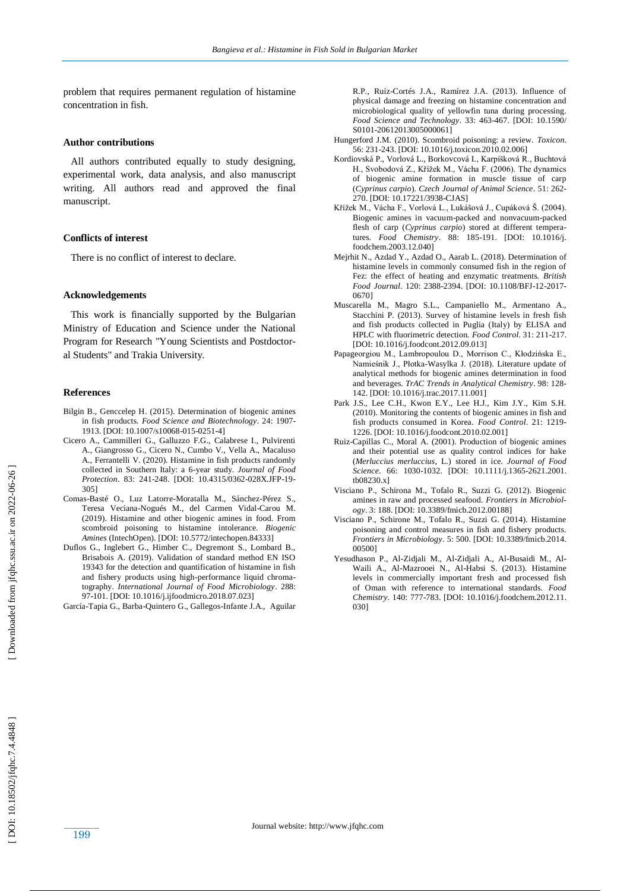problem that requires permanent regulation of histamine concentration in fish.

### Author contributions

All authors contributed equally to study designing, experimental work, data analysis, and also manuscript writing. All authors read and approved the final manuscript.

### Conflicts of interest

There is no conflict of interest to declare.

### Acknowledgements

This work is financially supported by the Bulgarian Ministry of Education and Science under the National Program for Research "Young Scientists and Postdoctoral Students" and Trakia University.

### References

Bilgin B., Genccelep H. (2015). Determination of biogenic amines in fish products. *Food Science and Biotechnology*. 24: 1907-1913. [DOI: 10.1007/s10068-015-0251-4]

Cicero A., Cammilleri G., Galluzzo F.G., Calabrese I., Pulvirenti A., Giangrosso G., Cicero N., Cumbo V., Vella A., Macaluso A., Ferrantelli V. (2020). Histamine in fish products randomly collected in Southern Italy: a 6-year study. *Journal of Food Protection*. 83: 241-248. [DOI: 10.4315/0362-028X.JFP-19-305]

Comas-Basté O., Luz Latorre-Moratalla M., Sánchez-Pérez S., Teresa Veciana-Nogués M., del Carmen Vidal-Carou M. (2019). Histamine and other biogenic amines in food. From scombroid poisoning to histamine intolerance. *Biogenic Amines* (IntechOpen). [DOI: 10.5772/intechopen.84333]

Duflos G., Inglebert G., Himber C., Degremont S., Lombard B., Brisabois A. (2019). Validation of standard method EN ISO 19343 for the detection and quantification of histamine in fish and fishery products using high-performance liquid chromatography. *International Journal of Food Microbiology*. 288: 97-101. [DOI: 10.1016/j.ijfoodmicro.2018.07.023]

García-Tapia G., Barba-Quintero G., Gallegos-Infante J.A., Aguilar R.P., Ruíz-Cortés J.A., Ramírez J.A. (2013). Influence of physical damage and freezing on histamine concentration and microbiological quality of yellowfin tuna during processing. *Food Science and Technology*. 33: 463-467. [DOI: 10.1590/S0101-20612013005000061]

Hungerford J.M. (2010). Scombroid poisoning: a review. *Toxicon*. 56: 231-243. [DOI: 10.1016/j.toxicon.2010.02.006]

Kordiovská P., Vorlová L., Borkovcová I., Karpíšková R., Buchtová H., Svobodová Z., Křížek M., Vácha F. (2006). The dynamics of biogenic amine formation in muscle tissue of carp (*Cyprinus carpio*). *Czech Journal of Animal Science*. 51: 262-270. [DOI: 10.17221/3938-CJAS]

Křížek M., Vácha F., Vorlová L., Lukášová J., Cupáková Š. (2004). Biogenic amines in vacuum-packed and nonvacuum-packed flesh of carp (*Cyprinus carpio*) stored at different temperatures. *Food Chemistry*. 88: 185-191. [DOI: 10.1016/j.foodchem.2003.12.040]

Mejrhit N., Azdad Y., Azdad O., Aarab L. (2018). Determination of histamine levels in commonly consumed fish in the region of Fez: the effect of heating and enzymatic treatments. *British Food Journal*. 120: 2388-2394. [DOI: 10.1108/BFJ-12-2017-0670]

Muscarella M., Magro S.L., Campaniello M., Armentano A., Stacchini P. (2013). Survey of histamine levels in fresh fish and fish products collected in Puglia (Italy) by ELISA and HPLC with fluorimetric detection. *Food Control*. 31: 211-217. [DOI: 10.1016/j.foodcont.2012.09.013]

Papageorgiou M., Lambropoulou D., Morrison C., Kłodzińska E., Namieśnik J., Płotka-Wasylka J. (2018). Literature update of analytical methods for biogenic amines determination in food and beverages. *TrAC Trends in Analytical Chemistry*. 98: 128-142. [DOI: 10.1016/j.trac.2017.11.001]

Park J.S., Lee C.H., Kwon E.Y., Lee H.J., Kim J.Y., Kim S.H. (2010). Monitoring the contents of biogenic amines in fish and fish products consumed in Korea. *Food Control*. 21: 1219-1226. [DOI: 10.1016/j.foodcont.2010.02.001]

Ruiz-Capillas C., Moral A. (2001). Production of biogenic amines and their potential use as quality control indices for hake (*Merluccius merluccius*, L.) stored in ice. *Journal of Food Science*. 66: 1030-1032. [DOI: 10.1111/j.1365-2621.2001.tb08230.x]

Visciano P., Schirona M., Tofalo R., Suzzi G. (2012). Biogenic amines in raw and processed seafood. *Frontiers in Microbiology*. 3: 188. [DOI: 10.3389/fmicb.2012.00188]

Visciano P., Schirone M., Tofalo R., Suzzi G. (2014). Histamine poisoning and control measures in fish and fishery products. *Frontiers in Microbiology*. 5: 500. [DOI: 10.3389/fmicb.2014.00500]

Yesudhason P., Al-Zidjali M., Al-Zidjali A., Al-Busaidi M., Al-Waili A., Al-Mazrooei N., Al-Habsi S. (2013). Histamine levels in commercially important fresh and processed fish of Oman with reference to international standards. *Food Chemistry*. 140: 777-783. [DOI: 10.1016/j.foodchem.2012.11.030]